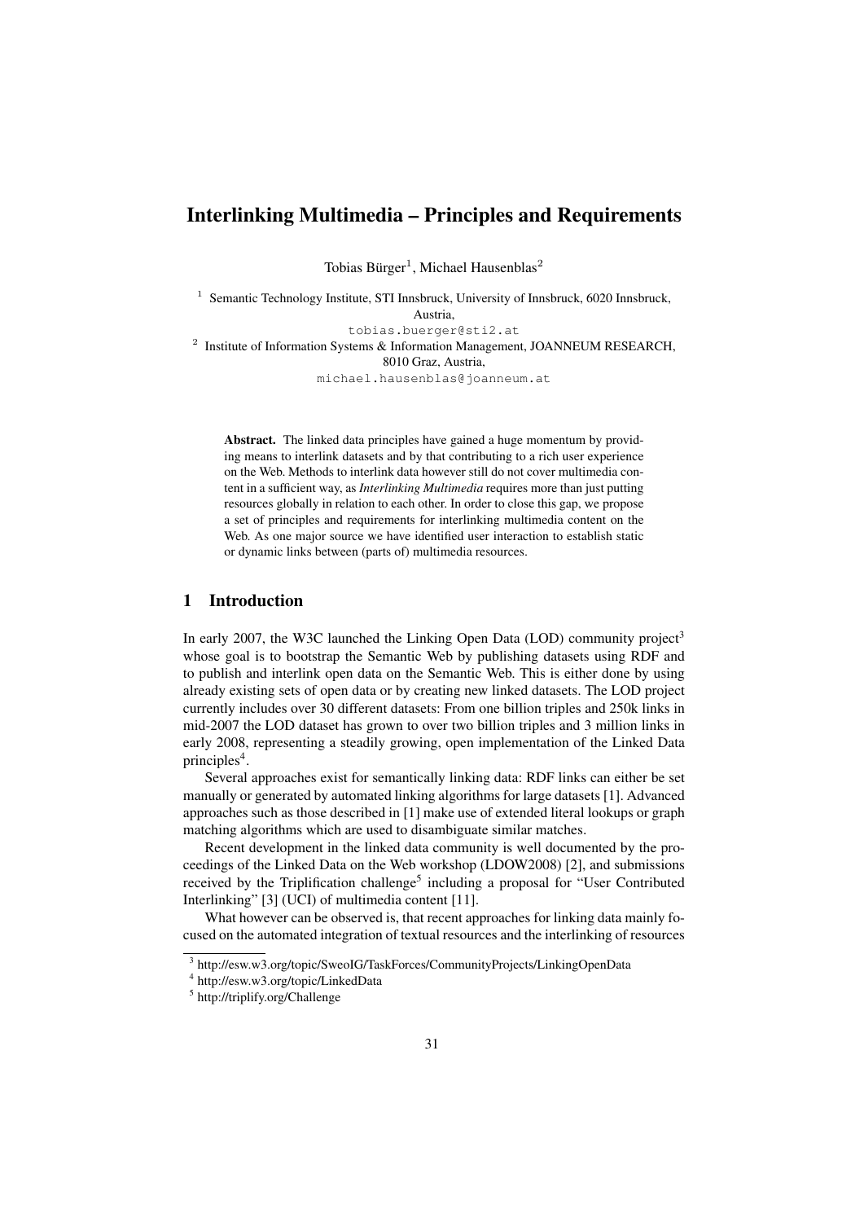# Interlinking Multimedia – Principles and Requirements

Tobias Bürger[1], Michael Hausenblas[2]

[1] Semantic Technology Institute, STI Innsbruck, University of Innsbruck, 6020 Innsbruck, Austria,
tobias.buerger@sti2.at

[2] Institute of Information Systems & Information Management, JOANNEUM RESEARCH, 8010 Graz, Austria,
michael.hausenblas@joanneum.at

**Abstract.** The linked data principles have gained a huge momentum by providing means to interlink datasets and by that contributing to a rich user experience on the Web. Methods to interlink data however still do not cover multimedia content in a sufficient way, as *Interlinking Multimedia* requires more than just putting resources globally in relation to each other. In order to close this gap, we propose a set of principles and requirements for interlinking multimedia content on the Web. As one major source we have identified user interaction to establish static or dynamic links between (parts of) multimedia resources.

## 1 Introduction

In early 2007, the W3C launched the Linking Open Data (LOD) community project[3] whose goal is to bootstrap the Semantic Web by publishing datasets using RDF and to publish and interlink open data on the Semantic Web. This is either done by using already existing sets of open data or by creating new linked datasets. The LOD project currently includes over 30 different datasets: From one billion triples and 250k links in mid-2007 the LOD dataset has grown to over two billion triples and 3 million links in early 2008, representing a steadily growing, open implementation of the Linked Data principles[4].

Several approaches exist for semantically linking data: RDF links can either be set manually or generated by automated linking algorithms for large datasets [1]. Advanced approaches such as those described in [1] make use of extended literal lookups or graph matching algorithms which are used to disambiguate similar matches.

Recent development in the linked data community is well documented by the proceedings of the Linked Data on the Web workshop (LDOW2008) [2], and submissions received by the Triplification challenge[5] including a proposal for "User Contributed Interlinking" [3] (UCI) of multimedia content [11].

What however can be observed is, that recent approaches for linking data mainly focused on the automated integration of textual resources and the interlinking of resources

[3] http://esw.w3.org/topic/SweoIG/TaskForces/CommunityProjects/LinkingOpenData

[4] http://esw.w3.org/topic/LinkedData

[5] http://triplify.org/Challenge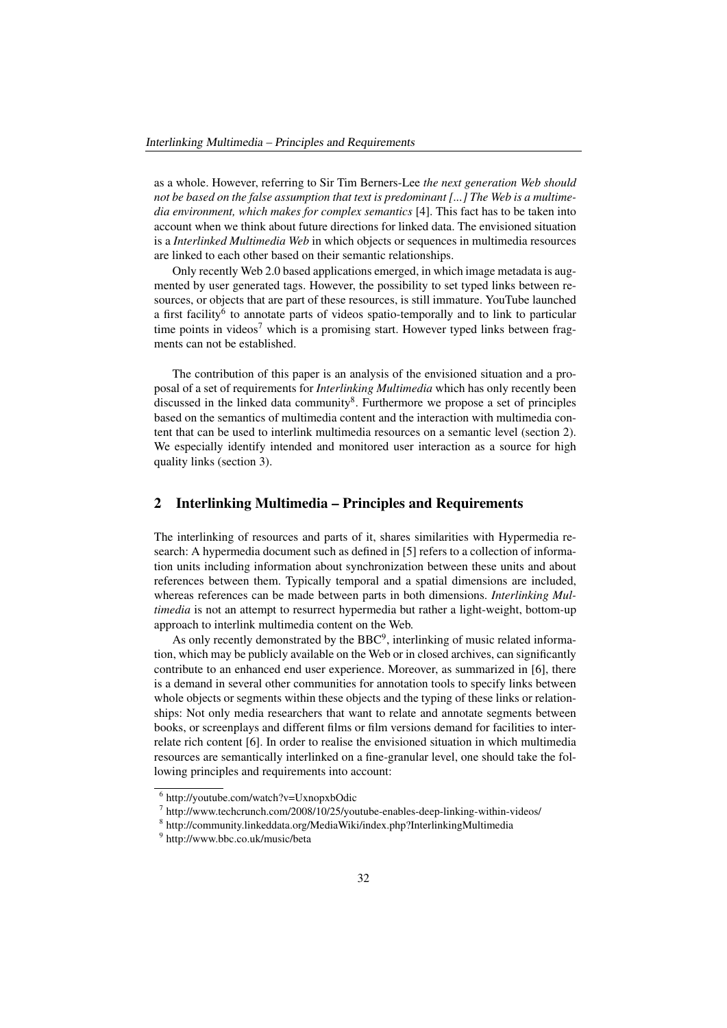as a whole. However, referring to Sir Tim Berners-Lee *the next generation Web should not be based on the false assumption that text is predominant [...] The Web is a multimedia environment, which makes for complex semantics* [4]. This fact has to be taken into account when we think about future directions for linked data. The envisioned situation is a *Interlinked Multimedia Web* in which objects or sequences in multimedia resources are linked to each other based on their semantic relationships.

Only recently Web 2.0 based applications emerged, in which image metadata is augmented by user generated tags. However, the possibility to set typed links between resources, or objects that are part of these resources, is still immature. YouTube launched a first facility[6] to annotate parts of videos spatio-temporally and to link to particular time points in videos[7] which is a promising start. However typed links between fragments can not be established.

The contribution of this paper is an analysis of the envisioned situation and a proposal of a set of requirements for *Interlinking Multimedia* which has only recently been discussed in the linked data community[8]. Furthermore we propose a set of principles based on the semantics of multimedia content and the interaction with multimedia content that can be used to interlink multimedia resources on a semantic level (section 2). We especially identify intended and monitored user interaction as a source for high quality links (section 3).

## 2 Interlinking Multimedia – Principles and Requirements

The interlinking of resources and parts of it, shares similarities with Hypermedia research: A hypermedia document such as defined in [5] refers to a collection of information units including information about synchronization between these units and about references between them. Typically temporal and a spatial dimensions are included, whereas references can be made between parts in both dimensions. *Interlinking Multimedia* is not an attempt to resurrect hypermedia but rather a light-weight, bottom-up approach to interlink multimedia content on the Web.

As only recently demonstrated by the BBC[9], interlinking of music related information, which may be publicly available on the Web or in closed archives, can significantly contribute to an enhanced end user experience. Moreover, as summarized in [6], there is a demand in several other communities for annotation tools to specify links between whole objects or segments within these objects and the typing of these links or relationships: Not only media researchers that want to relate and annotate segments between books, or screenplays and different films or film versions demand for facilities to interrelate rich content [6]. In order to realise the envisioned situation in which multimedia resources are semantically interlinked on a fine-granular level, one should take the following principles and requirements into account:

[6] http://youtube.com/watch?v=UxnopxbOdic
[7] http://www.techcrunch.com/2008/10/25/youtube-enables-deep-linking-within-videos/
[8] http://community.linkeddata.org/MediaWiki/index.php?InterlinkingMultimedia
[9] http://www.bbc.co.uk/music/beta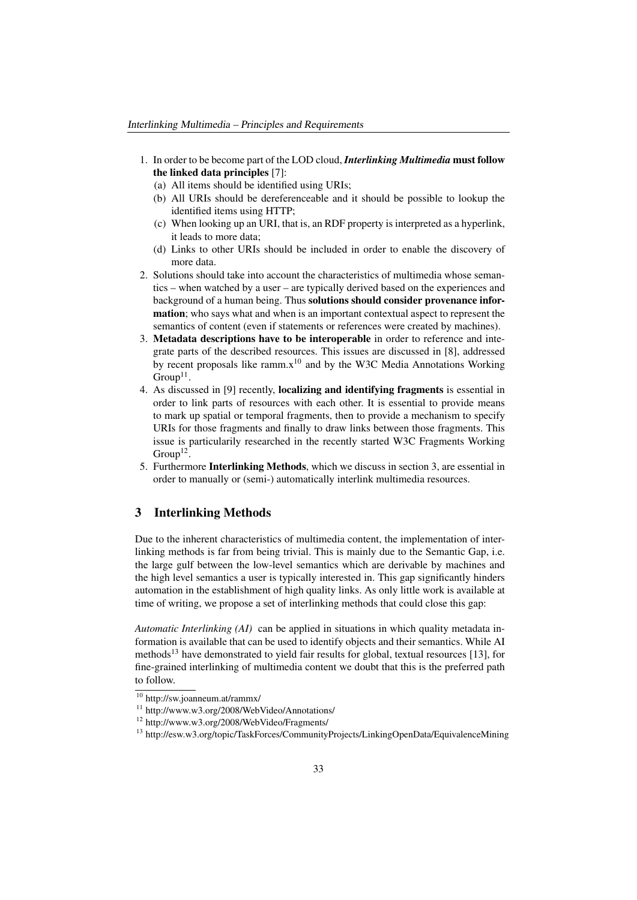1. In order to be become part of the LOD cloud, ***Interlinking Multimedia* must follow the linked data principles** [7]:
   (a) All items should be identified using URIs;
   (b) All URIs should be dereferenceable and it should be possible to lookup the identified items using HTTP;
   (c) When looking up an URI, that is, an RDF property is interpreted as a hyperlink, it leads to more data;
   (d) Links to other URIs should be included in order to enable the discovery of more data.
2. Solutions should take into account the characteristics of multimedia whose semantics – when watched by a user – are typically derived based on the experiences and background of a human being. Thus **solutions should consider provenance information**; who says what and when is an important contextual aspect to represent the semantics of content (even if statements or references were created by machines).
3. **Metadata descriptions have to be interoperable** in order to reference and integrate parts of the described resources. This issues are discussed in [8], addressed by recent proposals like ramm.x[10] and by the W3C Media Annotations Working Group[11].
4. As discussed in [9] recently, **localizing and identifying fragments** is essential in order to link parts of resources with each other. It is essential to provide means to mark up spatial or temporal fragments, then to provide a mechanism to specify URIs for those fragments and finally to draw links between those fragments. This issue is particularily researched in the recently started W3C Fragments Working Group[12].
5. Furthermore **Interlinking Methods**, which we discuss in section 3, are essential in order to manually or (semi-) automatically interlink multimedia resources.

## 3 Interlinking Methods

Due to the inherent characteristics of multimedia content, the implementation of interlinking methods is far from being trivial. This is mainly due to the Semantic Gap, i.e. the large gulf between the low-level semantics which are derivable by machines and the high level semantics a user is typically interested in. This gap significantly hinders automation in the establishment of high quality links. As only little work is available at time of writing, we propose a set of interlinking methods that could close this gap:

*Automatic Interlinking (AI)* can be applied in situations in which quality metadata information is available that can be used to identify objects and their semantics. While AI methods[13] have demonstrated to yield fair results for global, textual resources [13], for fine-grained interlinking of multimedia content we doubt that this is the preferred path to follow.

[10] http://sw.joanneum.at/rammx/
[11] http://www.w3.org/2008/WebVideo/Annotations/
[12] http://www.w3.org/2008/WebVideo/Fragments/
[13] http://esw.w3.org/topic/TaskForces/CommunityProjects/LinkingOpenData/EquivalenceMining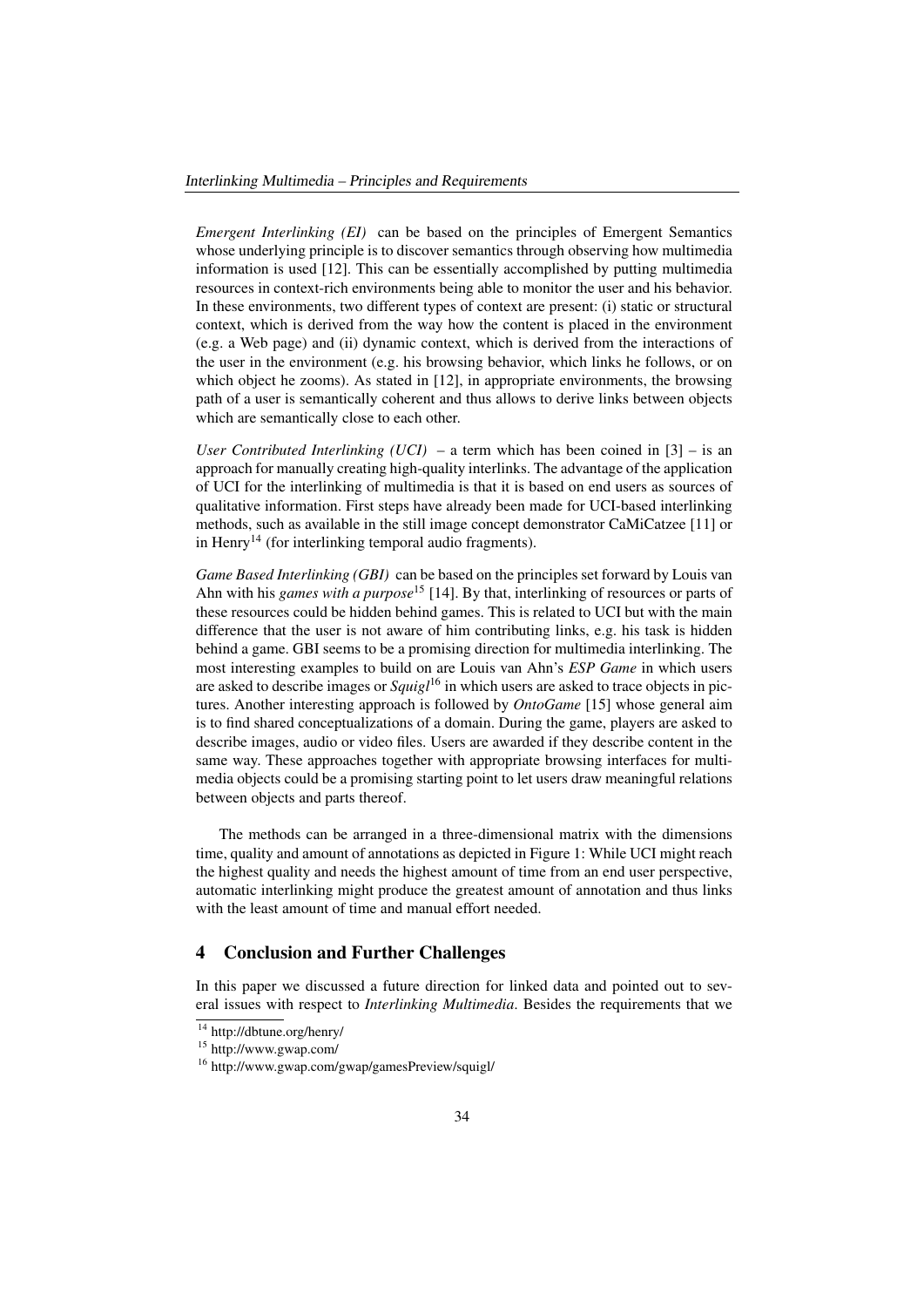*Emergent Interlinking (EI)* can be based on the principles of Emergent Semantics whose underlying principle is to discover semantics through observing how multimedia information is used [12]. This can be essentially accomplished by putting multimedia resources in context-rich environments being able to monitor the user and his behavior. In these environments, two different types of context are present: (i) static or structural context, which is derived from the way how the content is placed in the environment (e.g. a Web page) and (ii) dynamic context, which is derived from the interactions of the user in the environment (e.g. his browsing behavior, which links he follows, or on which object he zooms). As stated in [12], in appropriate environments, the browsing path of a user is semantically coherent and thus allows to derive links between objects which are semantically close to each other.

*User Contributed Interlinking (UCI)* – a term which has been coined in [3] – is an approach for manually creating high-quality interlinks. The advantage of the application of UCI for the interlinking of multimedia is that it is based on end users as sources of qualitative information. First steps have already been made for UCI-based interlinking methods, such as available in the still image concept demonstrator CaMiCatzee [11] or in Henry[14] (for interlinking temporal audio fragments).

*Game Based Interlinking (GBI)* can be based on the principles set forward by Louis van Ahn with his *games with a purpose*[15] [14]. By that, interlinking of resources or parts of these resources could be hidden behind games. This is related to UCI but with the main difference that the user is not aware of him contributing links, e.g. his task is hidden behind a game. GBI seems to be a promising direction for multimedia interlinking. The most interesting examples to build on are Louis van Ahn's *ESP Game* in which users are asked to describe images or *Squigl*[16] in which users are asked to trace objects in pictures. Another interesting approach is followed by *OntoGame* [15] whose general aim is to find shared conceptualizations of a domain. During the game, players are asked to describe images, audio or video files. Users are awarded if they describe content in the same way. These approaches together with appropriate browsing interfaces for multimedia objects could be a promising starting point to let users draw meaningful relations between objects and parts thereof.

The methods can be arranged in a three-dimensional matrix with the dimensions time, quality and amount of annotations as depicted in Figure 1: While UCI might reach the highest quality and needs the highest amount of time from an end user perspective, automatic interlinking might produce the greatest amount of annotation and thus links with the least amount of time and manual effort needed.

## 4 Conclusion and Further Challenges

In this paper we discussed a future direction for linked data and pointed out to several issues with respect to *Interlinking Multimedia*. Besides the requirements that we

[14] http://dbtune.org/henry/

[15] http://www.gwap.com/

[16] http://www.gwap.com/gwap/gamesPreview/squigl/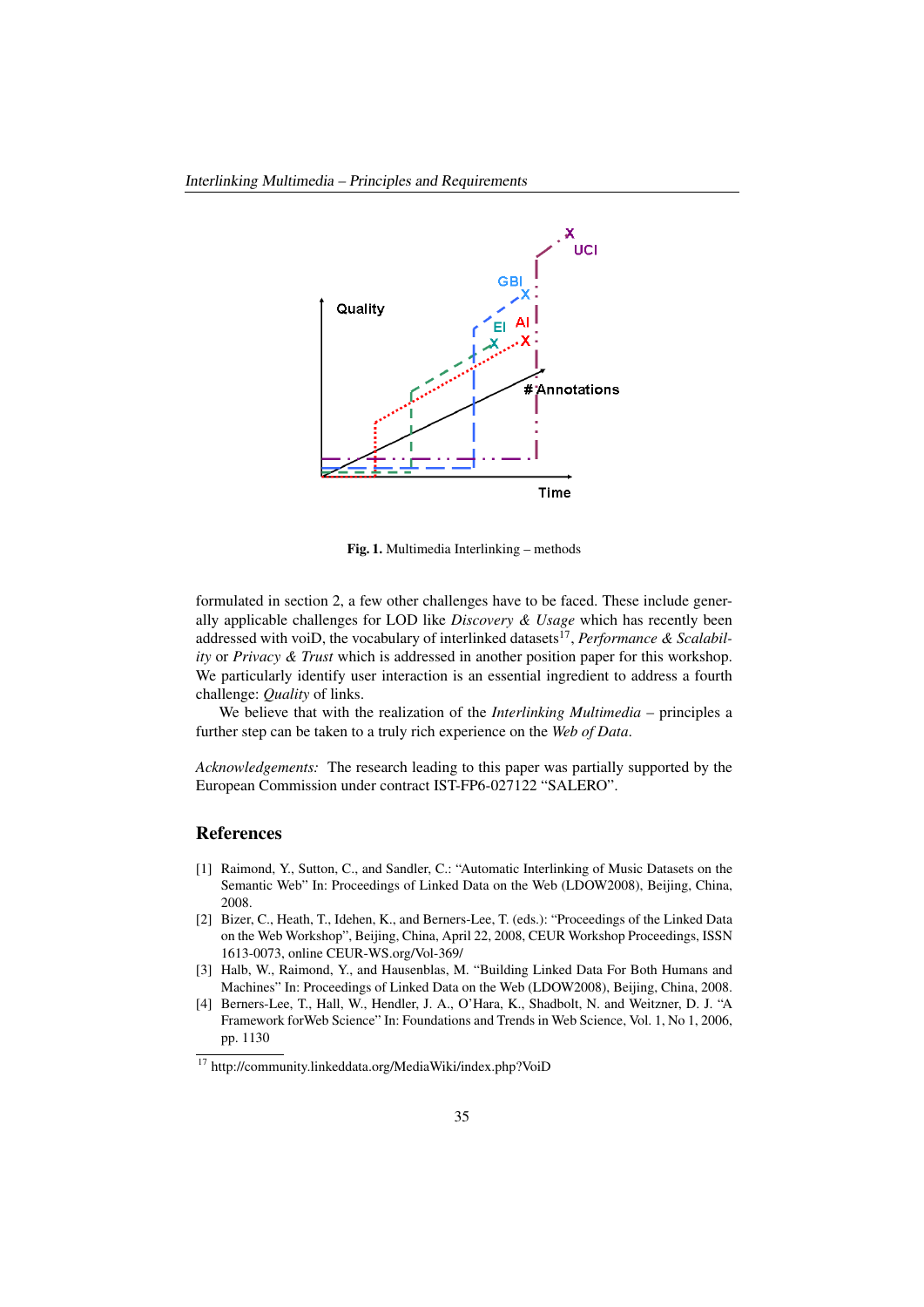**Fig. 1.** Multimedia Interlinking – methods

formulated in section 2, a few other challenges have to be faced. These include generally applicable challenges for LOD like *Discovery & Usage* which has recently been addressed with voiD, the vocabulary of interlinked datasets[17], *Performance & Scalability* or *Privacy & Trust* which is addressed in another position paper for this workshop. We particularly identify user interaction is an essential ingredient to address a fourth challenge: *Quality* of links.

We believe that with the realization of the *Interlinking Multimedia* – principles a further step can be taken to a truly rich experience on the *Web of Data*.

*Acknowledgements:* The research leading to this paper was partially supported by the European Commission under contract IST-FP6-027122 "SALERO".

## References

[1] Raimond, Y., Sutton, C., and Sandler, C.: "Automatic Interlinking of Music Datasets on the Semantic Web" In: Proceedings of Linked Data on the Web (LDOW2008), Beijing, China, 2008.

[2] Bizer, C., Heath, T., Idehen, K., and Berners-Lee, T. (eds.): "Proceedings of the Linked Data on the Web Workshop", Beijing, China, April 22, 2008, CEUR Workshop Proceedings, ISSN 1613-0073, online CEUR-WS.org/Vol-369/

[3] Halb, W., Raimond, Y., and Hausenblas, M. "Building Linked Data For Both Humans and Machines" In: Proceedings of Linked Data on the Web (LDOW2008), Beijing, China, 2008.

[4] Berners-Lee, T., Hall, W., Hendler, J. A., O'Hara, K., Shadbolt, N. and Weitzner, D. J. "A Framework forWeb Science" In: Foundations and Trends in Web Science, Vol. 1, No 1, 2006, pp. 1130

[17] http://community.linkeddata.org/MediaWiki/index.php?VoiD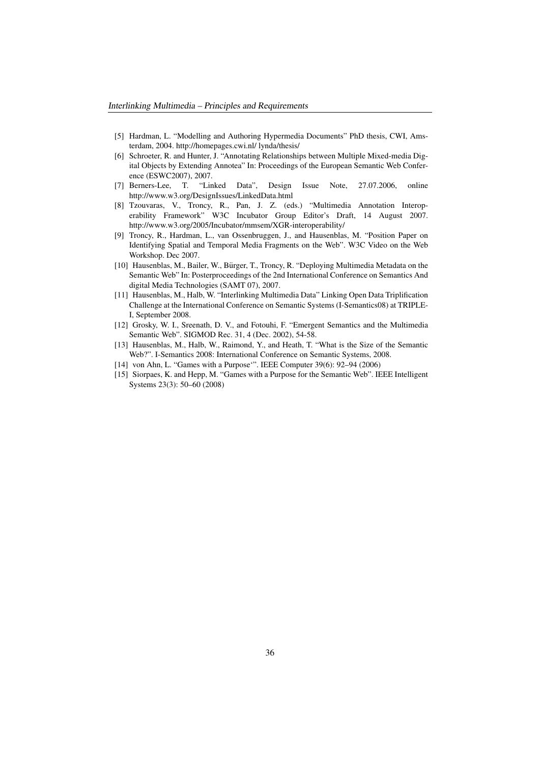[5] Hardman, L. "Modelling and Authoring Hypermedia Documents" PhD thesis, CWI, Amsterdam, 2004. http://homepages.cwi.nl/ lynda/thesis/

[6] Schroeter, R. and Hunter, J. "Annotating Relationships between Multiple Mixed-media Digital Objects by Extending Annotea" In: Proceedings of the European Semantic Web Conference (ESWC2007), 2007.

[7] Berners-Lee, T. "Linked Data", Design Issue Note, 27.07.2006, online http://www.w3.org/DesignIssues/LinkedData.html

[8] Tzouvaras, V., Troncy, R., Pan, J. Z. (eds.) "Multimedia Annotation Interoperability Framework" W3C Incubator Group Editor's Draft, 14 August 2007. http://www.w3.org/2005/Incubator/mmsem/XGR-interoperability/

[9] Troncy, R., Hardman, L., van Ossenbruggen, J., and Hausenblas, M. "Position Paper on Identifying Spatial and Temporal Media Fragments on the Web". W3C Video on the Web Workshop. Dec 2007.

[10] Hausenblas, M., Bailer, W., Bürger, T., Troncy, R. "Deploying Multimedia Metadata on the Semantic Web" In: Posterproceedings of the 2nd International Conference on Semantics And digital Media Technologies (SAMT 07), 2007.

[11] Hausenblas, M., Halb, W. "Interlinking Multimedia Data" Linking Open Data Triplification Challenge at the International Conference on Semantic Systems (I-Semantics08) at TRIPLE-I, September 2008.

[12] Grosky, W. I., Sreenath, D. V., and Fotouhi, F. "Emergent Semantics and the Multimedia Semantic Web". SIGMOD Rec. 31, 4 (Dec. 2002), 54-58.

[13] Hausenblas, M., Halb, W., Raimond, Y., and Heath, T. "What is the Size of the Semantic Web?". I-Semantics 2008: International Conference on Semantic Systems, 2008.

[14] von Ahn, L. "Games with a Purpose'". IEEE Computer 39(6): 92–94 (2006)

[15] Siorpaes, K. and Hepp, M. "Games with a Purpose for the Semantic Web". IEEE Intelligent Systems 23(3): 50–60 (2008)